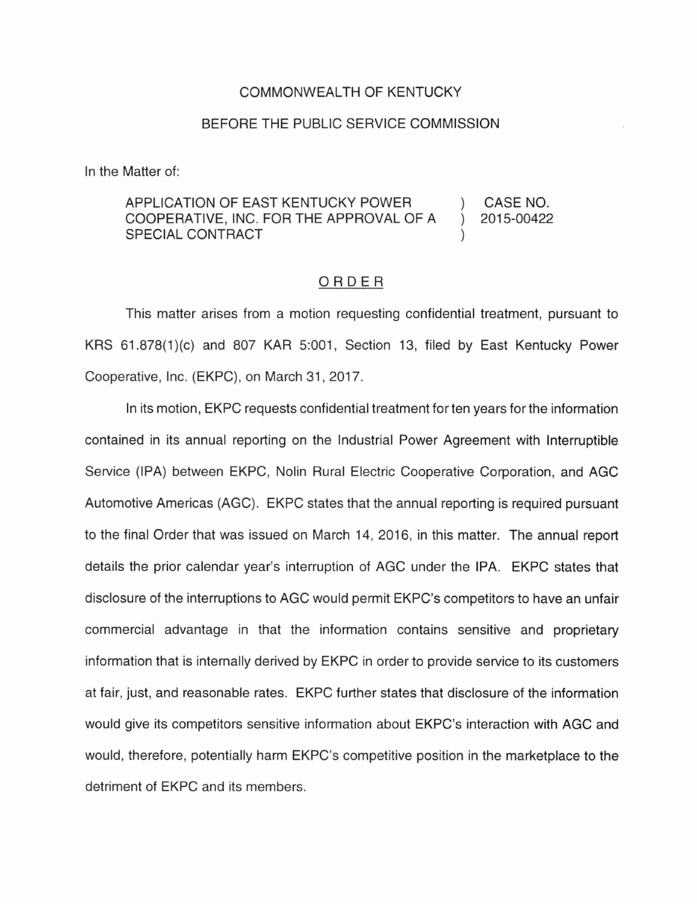COMMONWEALTH OF KENTUCKY

BEFORE THE PUBLIC SERVICE COMMISSION

In the Matter of:

| | | |
|---|---|---|
| APPLICATION OF EAST KENTUCKY POWER COOPERATIVE, INC. FOR THE APPROVAL OF A SPECIAL CONTRACT | ) ) ) | CASE NO. 2015-00422 |

ORDER

This matter arises from a motion requesting confidential treatment, pursuant to KRS 61.878(1)(c) and 807 KAR 5:001, Section 13, filed by East Kentucky Power Cooperative, Inc. (EKPC), on March 31, 2017.

In its motion, EKPC requests confidential treatment for ten years for the information contained in its annual reporting on the Industrial Power Agreement with Interruptible Service (IPA) between EKPC, Nolin Rural Electric Cooperative Corporation, and AGC Automotive Americas (AGC). EKPC states that the annual reporting is required pursuant to the final Order that was issued on March 14, 2016, in this matter. The annual report details the prior calendar year's interruption of AGC under the IPA. EKPC states that disclosure of the interruptions to AGC would permit EKPC's competitors to have an unfair commercial advantage in that the information contains sensitive and proprietary information that is internally derived by EKPC in order to provide service to its customers at fair, just, and reasonable rates. EKPC further states that disclosure of the information would give its competitors sensitive information about EKPC's interaction with AGC and would, therefore, potentially harm EKPC's competitive position in the marketplace to the detriment of EKPC and its members.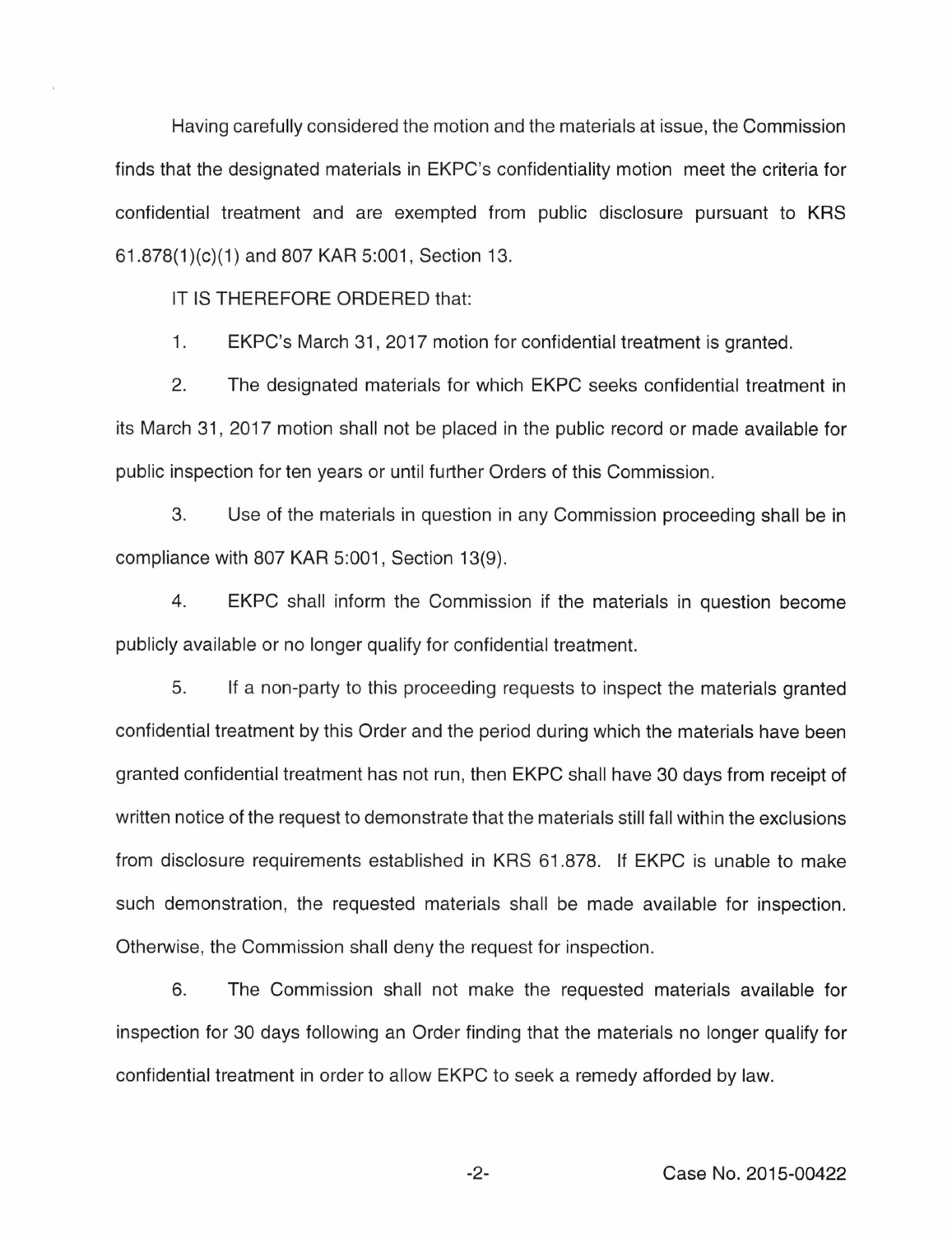Having carefully considered the motion and the materials at issue, the Commission finds that the designated materials in EKPC's confidentiality motion meet the criteria for confidential treatment and are exempted from public disclosure pursuant to KRS 61.878(1)(c)(1) and 807 KAR 5:001, Section 13.

IT IS THEREFORE ORDERED that:

1. EKPC's March 31, 2017 motion for confidential treatment is granted.

2. The designated materials for which EKPC seeks confidential treatment in its March 31, 2017 motion shall not be placed in the public record or made available for public inspection for ten years or until further Orders of this Commission.

3. Use of the materials in question in any Commission proceeding shall be in compliance with 807 KAR 5:001, Section 13(9).

4. EKPC shall inform the Commission if the materials in question become publicly available or no longer qualify for confidential treatment.

5. If a non-party to this proceeding requests to inspect the materials granted confidential treatment by this Order and the period during which the materials have been granted confidential treatment has not run, then EKPC shall have 30 days from receipt of written notice of the request to demonstrate that the materials still fall within the exclusions from disclosure requirements established in KRS 61.878. If EKPC is unable to make such demonstration, the requested materials shall be made available for inspection. Otherwise, the Commission shall deny the request for inspection.

6. The Commission shall not make the requested materials available for inspection for 30 days following an Order finding that the materials no longer qualify for confidential treatment in order to allow EKPC to seek a remedy afforded by law.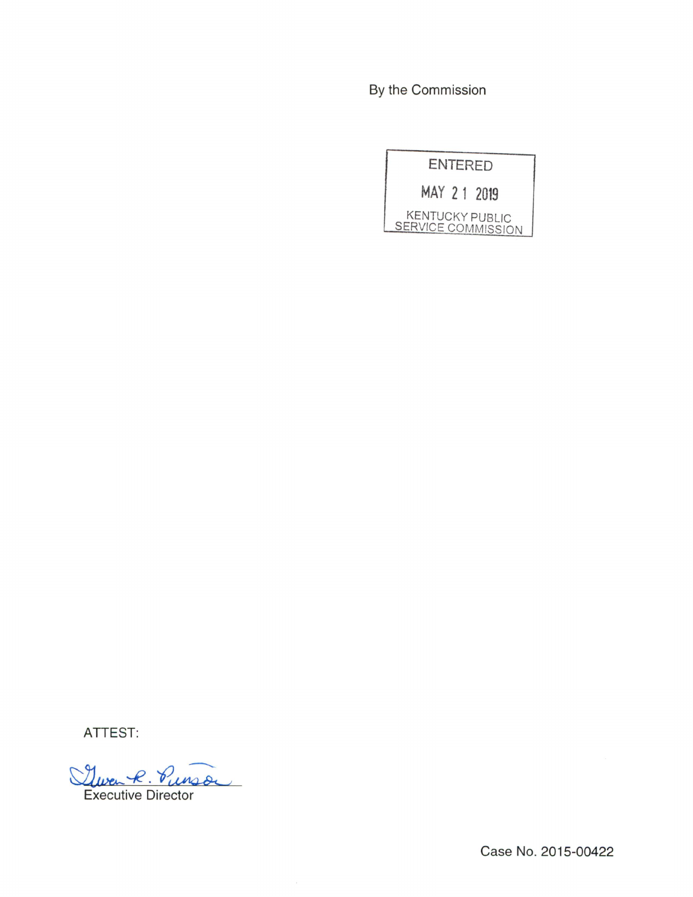By the Commission

ENTERED

MAY 21 2019

KENTUCKY PUBLIC SERVICE COMMISSION

ATTEST:

Gwen R. Pinson

Executive Director

Case No. 2015-00422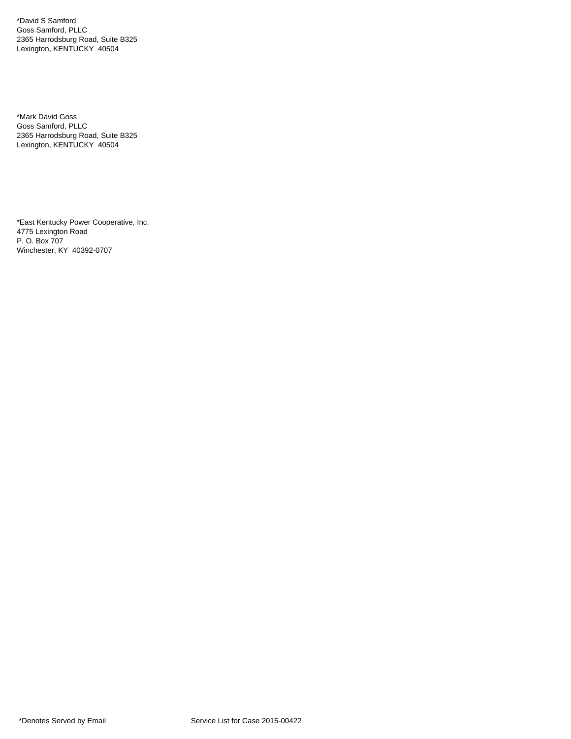*David S Samford
Goss Samford, PLLC
2365 Harrodsburg Road, Suite B325
Lexington, KENTUCKY  40504

*Mark David Goss
Goss Samford, PLLC
2365 Harrodsburg Road, Suite B325
Lexington, KENTUCKY  40504

*East Kentucky Power Cooperative, Inc.
4775 Lexington Road
P. O. Box 707
Winchester, KY  40392-0707

*Denotes Served by Email

Service List for Case 2015-00422